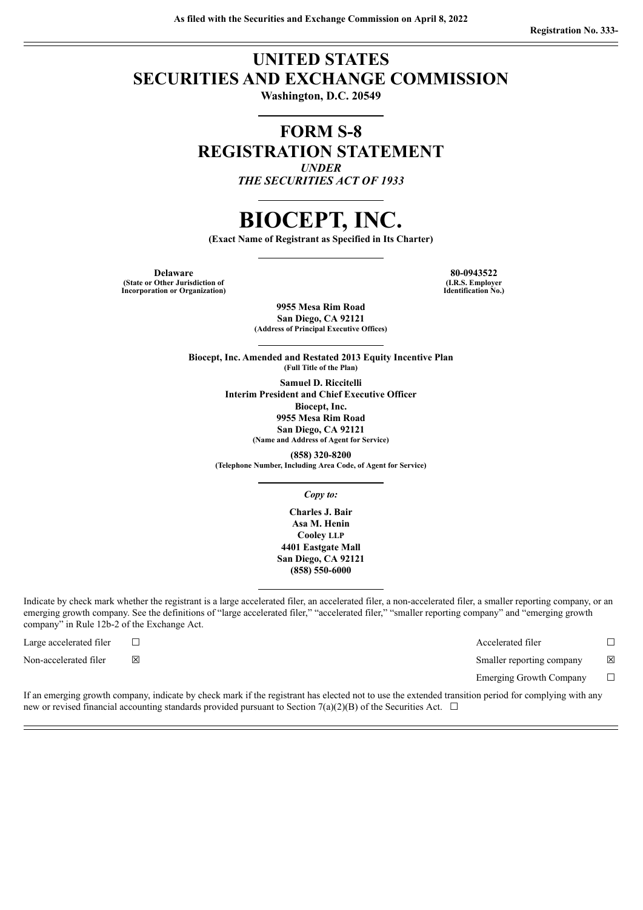As filed with the Securities and Exchange Commission on April 8, 2022

Registration No. 333-

# UNITED STATES SECURITIES AND EXCHANGE COMMISSION

**Washington, D.C. 20549**

## FORM S-8

## REGISTRATION STATEMENT

*UNDER*

*THE SECURITIES ACT OF 1933*

# BIOCEPT, INC.

**(Exact Name of Registrant as Specified in Its Charter)**

| | |
|---|---|
| **Delaware** | **80-0943522** |
| **(State or Other Jurisdiction of Incorporation or Organization)** | **(I.R.S. Employer Identification No.)** |

**9955 Mesa Rim Road**
**San Diego, CA 92121**
**(Address of Principal Executive Offices)**

**Biocept, Inc. Amended and Restated 2013 Equity Incentive Plan**
**(Full Title of the Plan)**

**Samuel D. Riccitelli**
**Interim President and Chief Executive Officer**
**Biocept, Inc.**
**9955 Mesa Rim Road**
**San Diego, CA 92121**
**(Name and Address of Agent for Service)**

**(858) 320-8200**
**(Telephone Number, Including Area Code, of Agent for Service)**

*Copy to:*

**Charles J. Bair**
**Asa M. Henin**
**Cooley LLP**
**4401 Eastgate Mall**
**San Diego, CA 92121**
**(858) 550-6000**

Indicate by check mark whether the registrant is a large accelerated filer, an accelerated filer, a non-accelerated filer, a smaller reporting company, or an emerging growth company. See the definitions of "large accelerated filer," "accelerated filer," "smaller reporting company" and "emerging growth company" in Rule 12b-2 of the Exchange Act.

| | | | |
|---|---|---|---|
| Large accelerated filer | ☐ | Accelerated filer | ☐ |
| Non-accelerated filer | ☒ | Smaller reporting company | ☒ |
| | | Emerging Growth Company | ☐ |

If an emerging growth company, indicate by check mark if the registrant has elected not to use the extended transition period for complying with any new or revised financial accounting standards provided pursuant to Section 7(a)(2)(B) of the Securities Act. ☐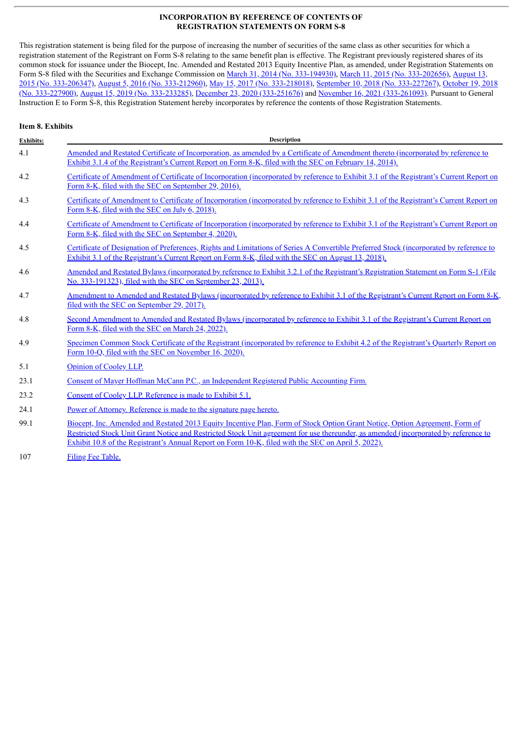## INCORPORATION BY REFERENCE OF CONTENTS OF REGISTRATION STATEMENTS ON FORM S-8

This registration statement is being filed for the purpose of increasing the number of securities of the same class as other securities for which a registration statement of the Registrant on Form S-8 relating to the same benefit plan is effective. The Registrant previously registered shares of its common stock for issuance under the Biocept, Inc. Amended and Restated 2013 Equity Incentive Plan, as amended, under Registration Statements on Form S-8 filed with the Securities and Exchange Commission on March 31, 2014 (No. 333-194930), March 11, 2015 (No. 333-202656), August 13, 2015 (No. 333-206347), August 5, 2016 (No. 333-212960), May 15, 2017 (No. 333-218018), September 10, 2018 (No. 333-227267), October 19, 2018 (No. 333-227900), August 15, 2019 (No. 333-233285), December 23, 2020 (333-251676) and November 16, 2021 (333-261093). Pursuant to General Instruction E to Form S-8, this Registration Statement hereby incorporates by reference the contents of those Registration Statements.

### Item 8. Exhibits

| Exhibits: | Description |
|---|---|
| 4.1 | Amended and Restated Certificate of Incorporation, as amended by a Certificate of Amendment thereto (incorporated by reference to Exhibit 3.1.4 of the Registrant's Current Report on Form 8-K, filed with the SEC on February 14, 2014). |
| 4.2 | Certificate of Amendment of Certificate of Incorporation (incorporated by reference to Exhibit 3.1 of the Registrant's Current Report on Form 8-K, filed with the SEC on September 29, 2016). |
| 4.3 | Certificate of Amendment to Certificate of Incorporation (incorporated by reference to Exhibit 3.1 of the Registrant's Current Report on Form 8-K, filed with the SEC on July 6, 2018). |
| 4.4 | Certificate of Amendment to Certificate of Incorporation (incorporated by reference to Exhibit 3.1 of the Registrant's Current Report on Form 8-K, filed with the SEC on September 4, 2020). |
| 4.5 | Certificate of Designation of Preferences, Rights and Limitations of Series A Convertible Preferred Stock (incorporated by reference to Exhibit 3.1 of the Registrant's Current Report on Form 8-K, filed with the SEC on August 13, 2018). |
| 4.6 | Amended and Restated Bylaws (incorporated by reference to Exhibit 3.2.1 of the Registrant's Registration Statement on Form S-1 (File No. 333-191323), filed with the SEC on September 23, 2013). |
| 4.7 | Amendment to Amended and Restated Bylaws (incorporated by reference to Exhibit 3.1 of the Registrant's Current Report on Form 8-K, filed with the SEC on September 29, 2017). |
| 4.8 | Second Amendment to Amended and Restated Bylaws (incorporated by reference to Exhibit 3.1 of the Registrant's Current Report on Form 8-K, filed with the SEC on March 24, 2022). |
| 4.9 | Specimen Common Stock Certificate of the Registrant (incorporated by reference to Exhibit 4.2 of the Registrant's Quarterly Report on Form 10-Q, filed with the SEC on November 16, 2020). |
| 5.1 | Opinion of Cooley LLP. |
| 23.1 | Consent of Mayer Hoffman McCann P.C., an Independent Registered Public Accounting Firm. |
| 23.2 | Consent of Cooley LLP. Reference is made to Exhibit 5.1. |
| 24.1 | Power of Attorney. Reference is made to the signature page hereto. |
| 99.1 | Biocept, Inc. Amended and Restated 2013 Equity Incentive Plan, Form of Stock Option Grant Notice, Option Agreement, Form of Restricted Stock Unit Grant Notice and Restricted Stock Unit agreement for use thereunder, as amended (incorporated by reference to Exhibit 10.8 of the Registrant's Annual Report on Form 10-K, filed with the SEC on April 5, 2022). |
| 107 | Filing Fee Table. |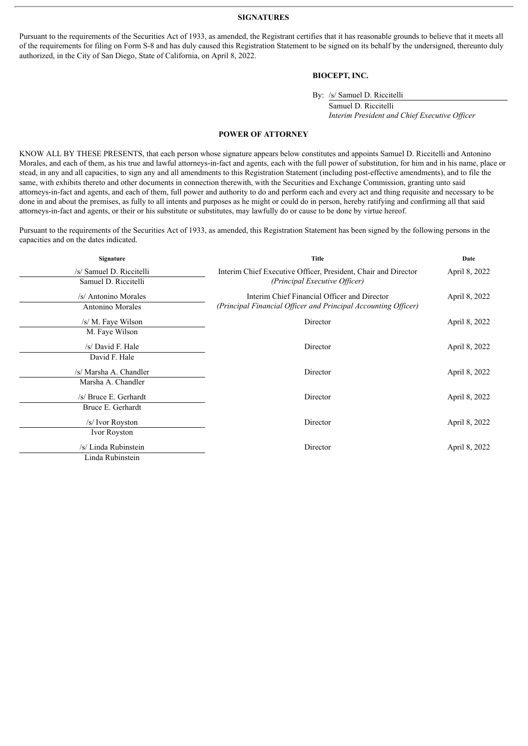## SIGNATURES

Pursuant to the requirements of the Securities Act of 1933, as amended, the Registrant certifies that it has reasonable grounds to believe that it meets all of the requirements for filing on Form S-8 and has duly caused this Registration Statement to be signed on its behalf by the undersigned, thereunto duly authorized, in the City of San Diego, State of California, on April 8, 2022.

**BIOCEPT, INC.**

By: /s/ Samuel D. Riccitelli
Samuel D. Riccitelli
*Interim President and Chief Executive Officer*

## POWER OF ATTORNEY

KNOW ALL BY THESE PRESENTS, that each person whose signature appears below constitutes and appoints Samuel D. Riccitelli and Antonino Morales, and each of them, as his true and lawful attorneys-in-fact and agents, each with the full power of substitution, for him and in his name, place or stead, in any and all capacities, to sign any and all amendments to this Registration Statement (including post-effective amendments), and to file the same, with exhibits thereto and other documents in connection therewith, with the Securities and Exchange Commission, granting unto said attorneys-in-fact and agents, and each of them, full power and authority to do and perform each and every act and thing requisite and necessary to be done in and about the premises, as fully to all intents and purposes as he might or could do in person, hereby ratifying and confirming all that said attorneys-in-fact and agents, or their or his substitute or substitutes, may lawfully do or cause to be done by virtue hereof.

Pursuant to the requirements of the Securities Act of 1933, as amended, this Registration Statement has been signed by the following persons in the capacities and on the dates indicated.

| Signature | Title | Date |
|---|---|---|
| /s/ Samuel D. Riccitelli<br>Samuel D. Riccitelli | Interim Chief Executive Officer, President, Chair and Director<br>*(Principal Executive Officer)* | April 8, 2022 |
| /s/ Antonino Morales<br>Antonino Morales | Interim Chief Financial Officer and Director<br>*(Principal Financial Officer and Principal Accounting Officer)* | April 8, 2022 |
| /s/ M. Faye Wilson<br>M. Faye Wilson | Director | April 8, 2022 |
| /s/ David F. Hale<br>David F. Hale | Director | April 8, 2022 |
| /s/ Marsha A. Chandler<br>Marsha A. Chandler | Director | April 8, 2022 |
| /s/ Bruce E. Gerhardt<br>Bruce E. Gerhardt | Director | April 8, 2022 |
| /s/ Ivor Royston<br>Ivor Royston | Director | April 8, 2022 |
| /s/ Linda Rubinstein<br>Linda Rubinstein | Director | April 8, 2022 |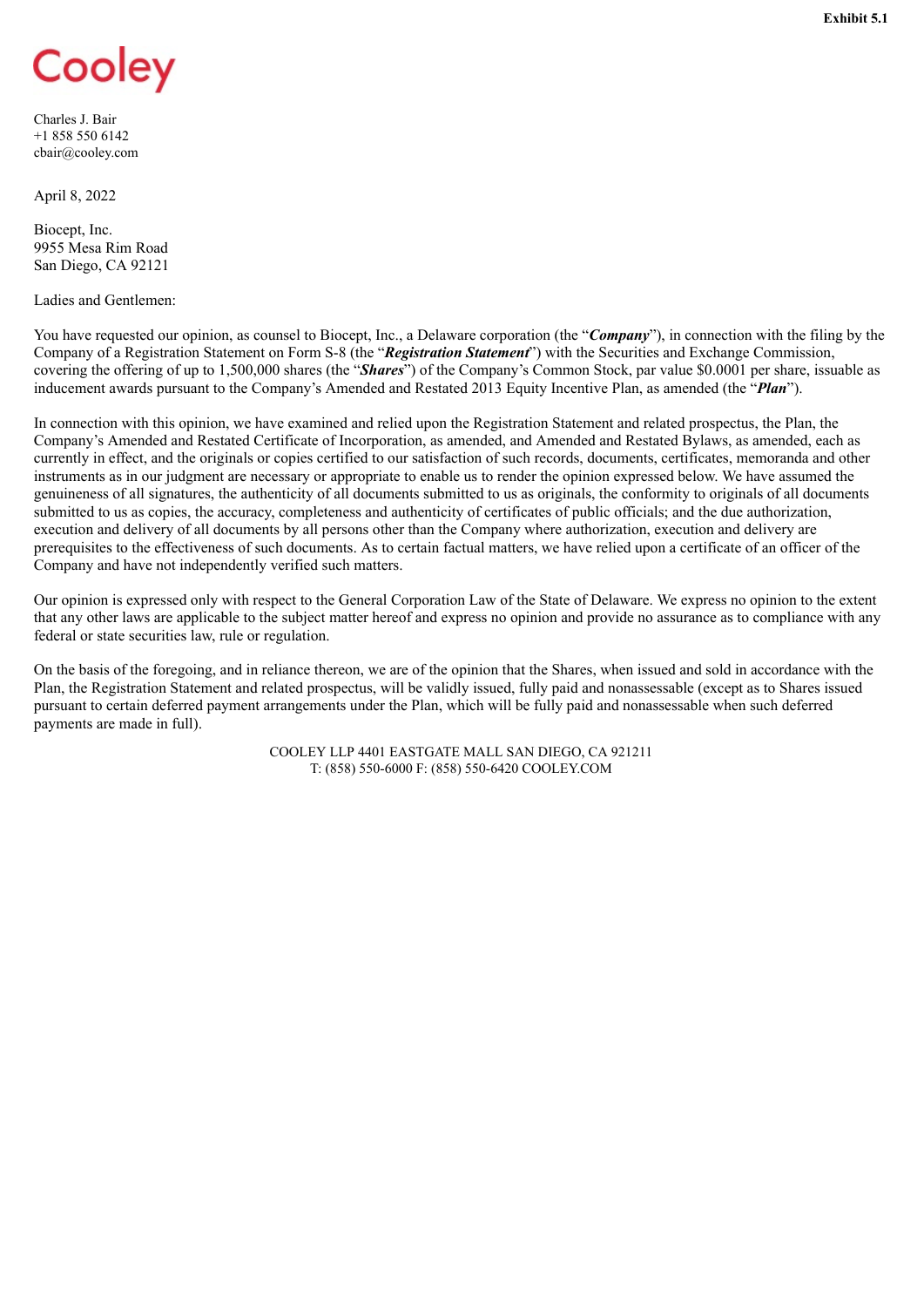**Exhibit 5.1**

Cooley

Charles J. Bair
+1 858 550 6142
cbair@cooley.com

April 8, 2022

Biocept, Inc.
9955 Mesa Rim Road
San Diego, CA 92121

Ladies and Gentlemen:

You have requested our opinion, as counsel to Biocept, Inc., a Delaware corporation (the "***Company***"), in connection with the filing by the Company of a Registration Statement on Form S-8 (the "***Registration Statement***") with the Securities and Exchange Commission, covering the offering of up to 1,500,000 shares (the "***Shares***") of the Company's Common Stock, par value $0.0001 per share, issuable as inducement awards pursuant to the Company's Amended and Restated 2013 Equity Incentive Plan, as amended (the "***Plan***").

In connection with this opinion, we have examined and relied upon the Registration Statement and related prospectus, the Plan, the Company's Amended and Restated Certificate of Incorporation, as amended, and Amended and Restated Bylaws, as amended, each as currently in effect, and the originals or copies certified to our satisfaction of such records, documents, certificates, memoranda and other instruments as in our judgment are necessary or appropriate to enable us to render the opinion expressed below. We have assumed the genuineness of all signatures, the authenticity of all documents submitted to us as originals, the conformity to originals of all documents submitted to us as copies, the accuracy, completeness and authenticity of certificates of public officials; and the due authorization, execution and delivery of all documents by all persons other than the Company where authorization, execution and delivery are prerequisites to the effectiveness of such documents. As to certain factual matters, we have relied upon a certificate of an officer of the Company and have not independently verified such matters.

Our opinion is expressed only with respect to the General Corporation Law of the State of Delaware. We express no opinion to the extent that any other laws are applicable to the subject matter hereof and express no opinion and provide no assurance as to compliance with any federal or state securities law, rule or regulation.

On the basis of the foregoing, and in reliance thereon, we are of the opinion that the Shares, when issued and sold in accordance with the Plan, the Registration Statement and related prospectus, will be validly issued, fully paid and nonassessable (except as to Shares issued pursuant to certain deferred payment arrangements under the Plan, which will be fully paid and nonassessable when such deferred payments are made in full).

COOLEY LLP 4401 EASTGATE MALL SAN DIEGO, CA 921211
T: (858) 550-6000 F: (858) 550-6420 COOLEY.COM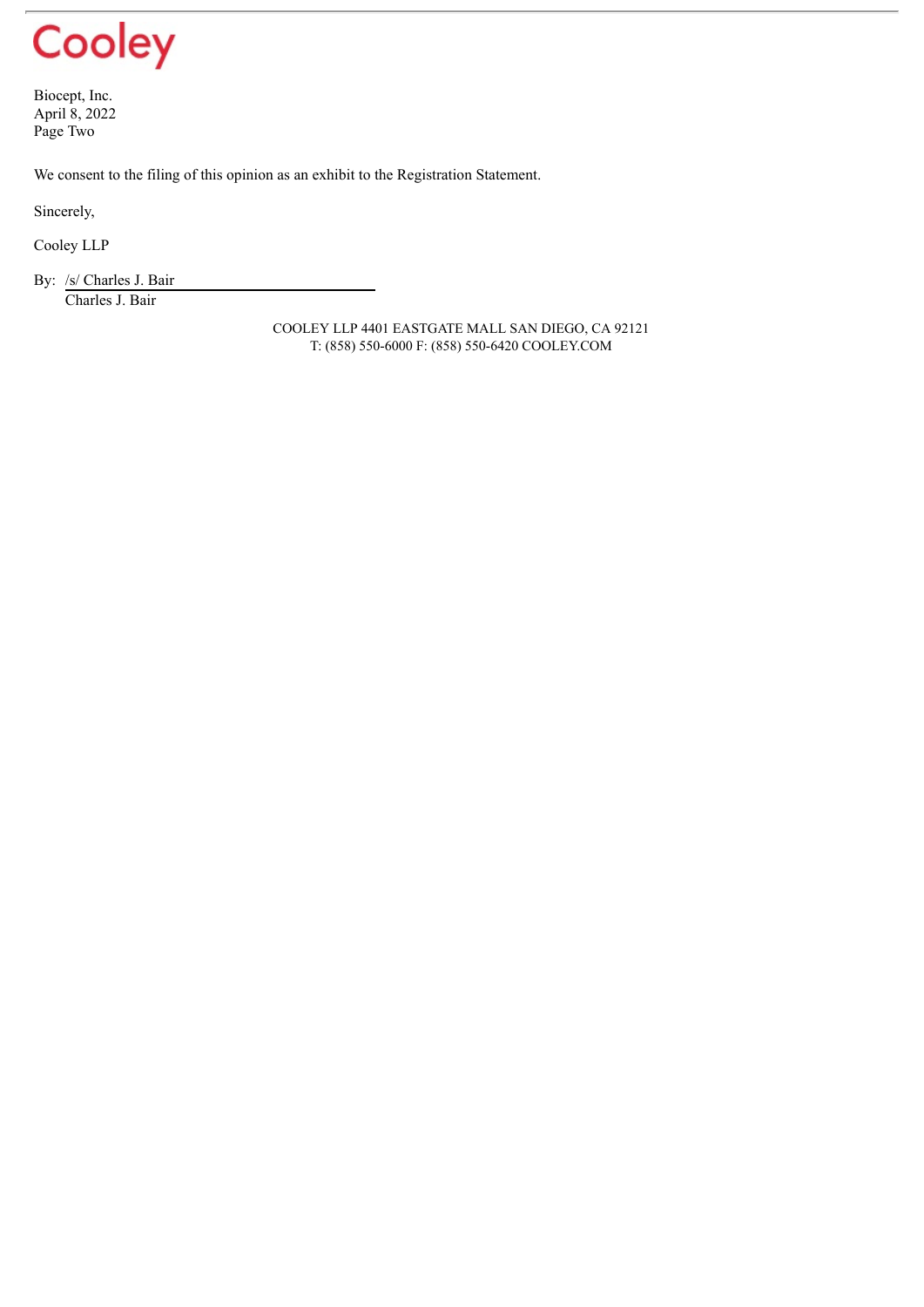Biocept, Inc.
April 8, 2022
Page Two

We consent to the filing of this opinion as an exhibit to the Registration Statement.

Sincerely,

Cooley LLP

By: /s/ Charles J. Bair
Charles J. Bair

COOLEY LLP 4401 EASTGATE MALL SAN DIEGO, CA 92121
T: (858) 550-6000 F: (858) 550-6420 COOLEY.COM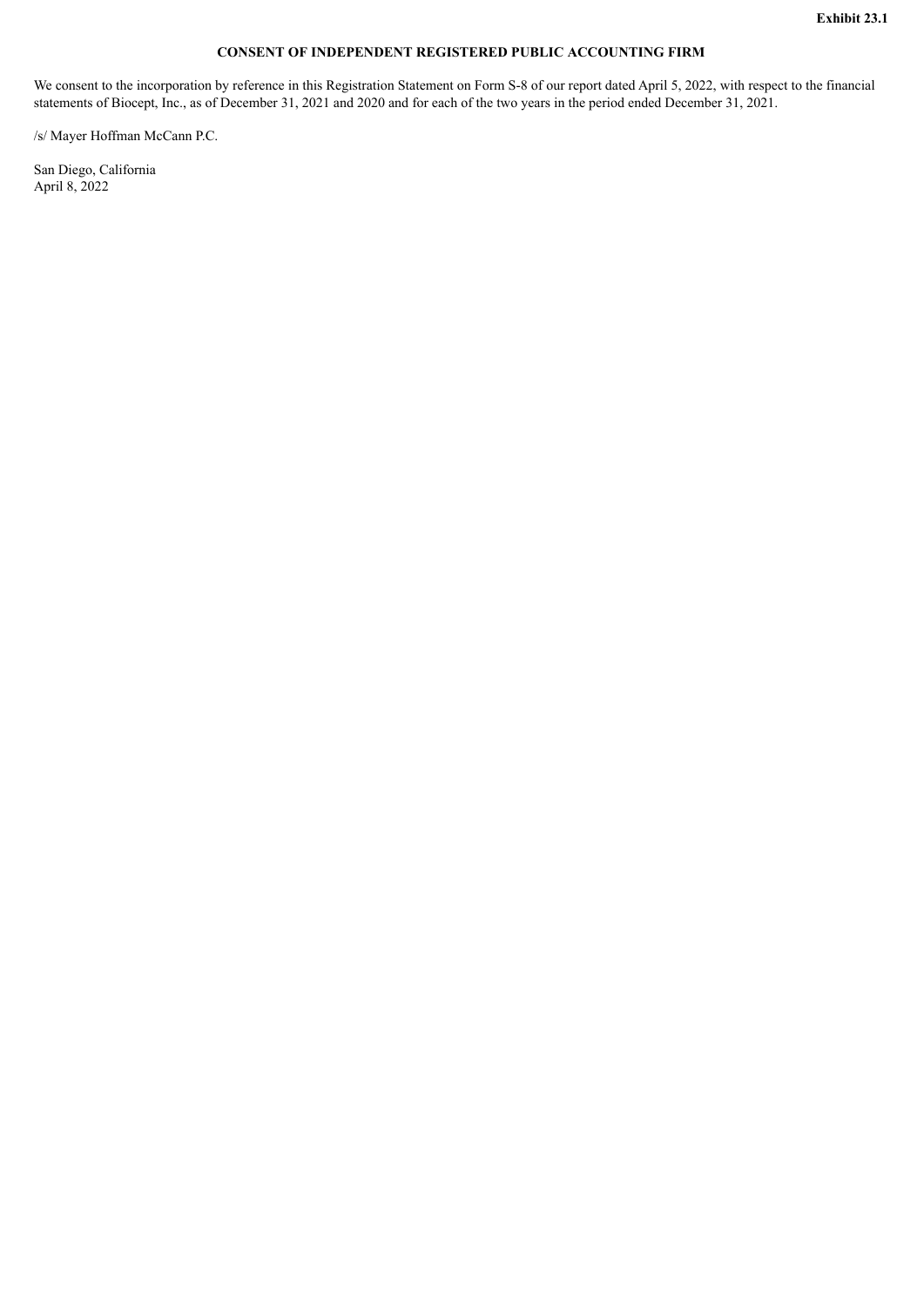**Exhibit 23.1**

# CONSENT OF INDEPENDENT REGISTERED PUBLIC ACCOUNTING FIRM

We consent to the incorporation by reference in this Registration Statement on Form S-8 of our report dated April 5, 2022, with respect to the financial statements of Biocept, Inc., as of December 31, 2021 and 2020 and for each of the two years in the period ended December 31, 2021.

/s/ Mayer Hoffman McCann P.C.

San Diego, California
April 8, 2022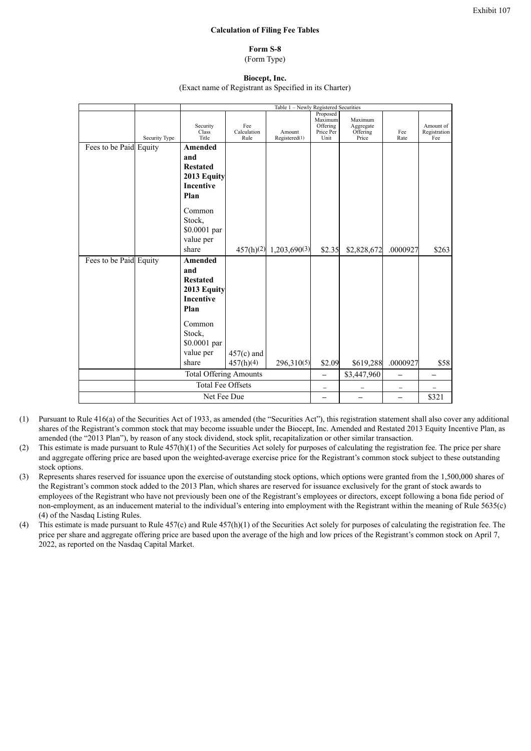Exhibit 107

**Calculation of Filing Fee Tables**

**Form S-8**
(Form Type)

**Biocept, Inc.**
(Exact name of Registrant as Specified in its Charter)

| | | Table 1 – Newly Registered Securities | | | | | | |
|---|---|---|---|---|---|---|---|---|
| | Security Type | Security Class Title | Fee Calculation Rule | Amount Registered(1) | Proposed Maximum Offering Price Per Unit | Maximum Aggregate Offering Price | Fee Rate | Amount of Registration Fee |
| Fees to be Paid | Equity | **Amended and Restated 2013 Equity Incentive Plan** Common Stock, $0.0001 par value per share | 457(h)(2) | 1,203,690(3) | $2.35 | $2,828,672 | .0000927 | $263 |
| Fees to be Paid | Equity | **Amended and Restated 2013 Equity Incentive Plan** Common Stock, $0.0001 par value per share | 457(c) and 457(h)(4) | 296,310(5) | $2.09 | $619,288 | .0000927 | $58 |
| | Total Offering Amounts | | | | – | $3,447,960 | – | – |
| | Total Fee Offsets | | | | – | – | – | – |
| | Net Fee Due | | | | – | – | – | $321 |

(1) Pursuant to Rule 416(a) of the Securities Act of 1933, as amended (the "Securities Act"), this registration statement shall also cover any additional shares of the Registrant's common stock that may become issuable under the Biocept, Inc. Amended and Restated 2013 Equity Incentive Plan, as amended (the "2013 Plan"), by reason of any stock dividend, stock split, recapitalization or other similar transaction.

(2) This estimate is made pursuant to Rule 457(h)(1) of the Securities Act solely for purposes of calculating the registration fee. The price per share and aggregate offering price are based upon the weighted-average exercise price for the Registrant's common stock subject to these outstanding stock options.

(3) Represents shares reserved for issuance upon the exercise of outstanding stock options, which options were granted from the 1,500,000 shares of the Registrant's common stock added to the 2013 Plan, which shares are reserved for issuance exclusively for the grant of stock awards to employees of the Registrant who have not previously been one of the Registrant's employees or directors, except following a bona fide period of non-employment, as an inducement material to the individual's entering into employment with the Registrant within the meaning of Rule 5635(c)(4) of the Nasdaq Listing Rules.

(4) This estimate is made pursuant to Rule 457(c) and Rule 457(h)(1) of the Securities Act solely for purposes of calculating the registration fee. The price per share and aggregate offering price are based upon the average of the high and low prices of the Registrant's common stock on April 7, 2022, as reported on the Nasdaq Capital Market.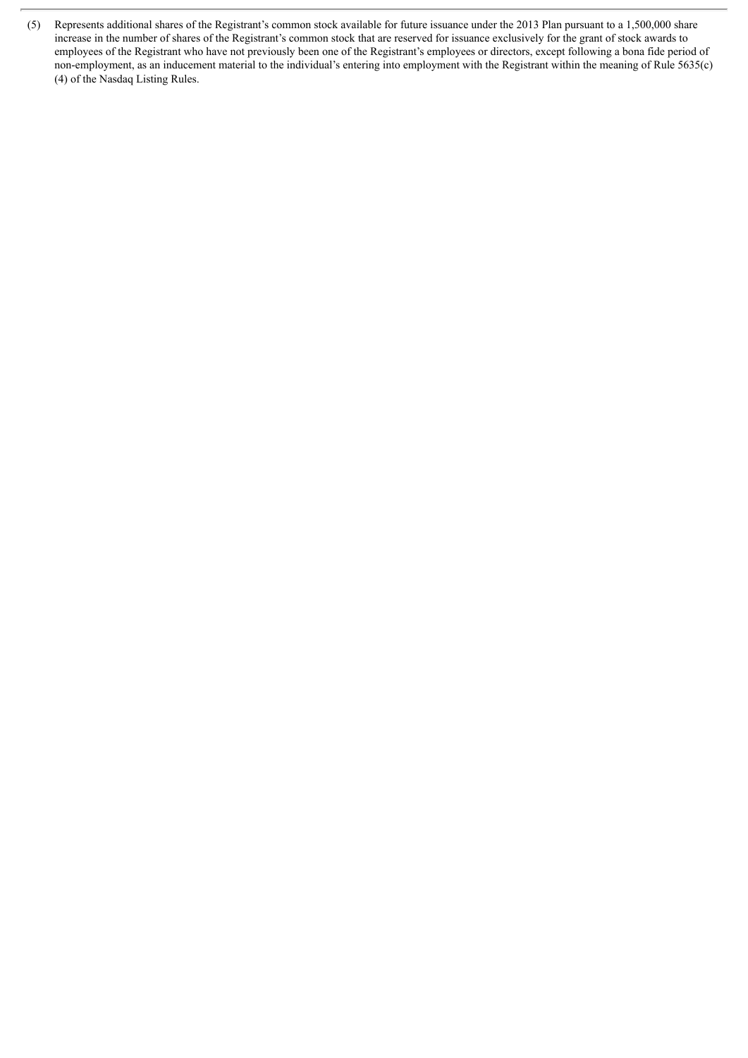(5) Represents additional shares of the Registrant's common stock available for future issuance under the 2013 Plan pursuant to a 1,500,000 share increase in the number of shares of the Registrant's common stock that are reserved for issuance exclusively for the grant of stock awards to employees of the Registrant who have not previously been one of the Registrant's employees or directors, except following a bona fide period of non-employment, as an inducement material to the individual's entering into employment with the Registrant within the meaning of Rule 5635(c)(4) of the Nasdaq Listing Rules.